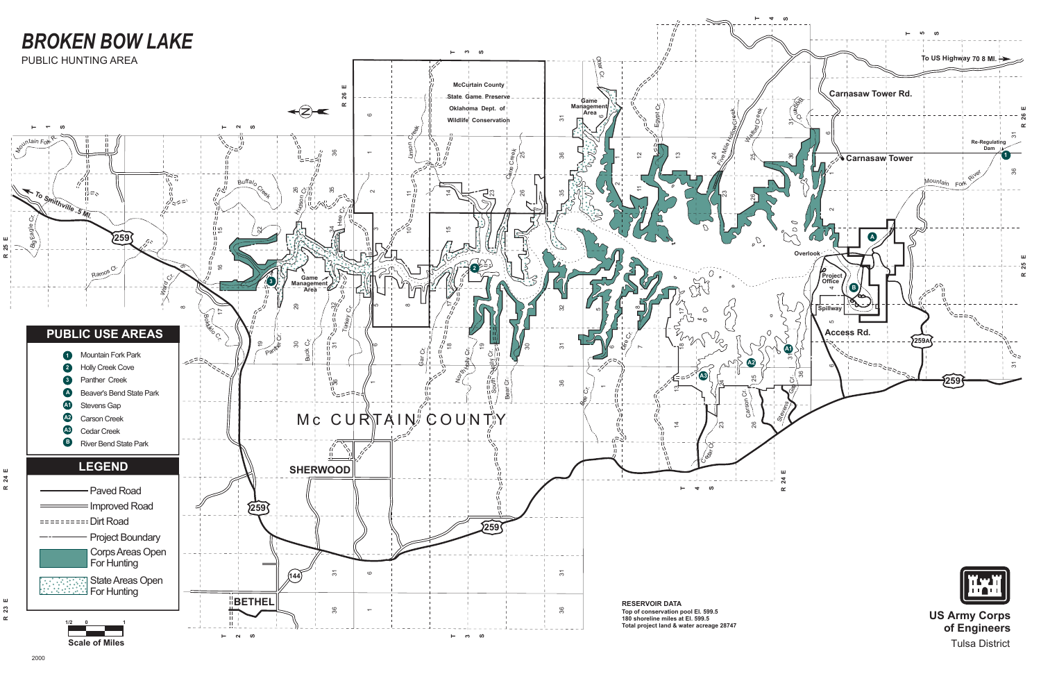# BROKEN BOW LAKE

PUBLIC HUNTING AREA

## PUBLIC USE AREAS

- 1 Mountain Fork Park
- 2 Holly Creek Cove
- 3 Panther Creek
- A Beaver's Bend State Park
- A1 Stevens Gap
- A2 Carson Creek
- A3 Cedar Creek
- B River Bend State Park

## LEGEND

- Paved Road
- Improved Road
- Dirt Road
- Project Boundary
- Corps Areas Open For Hunting
- State Areas Open For Hunting

Scale of Miles: 1/2 0 1

McCurtain County State Game Preserve Oklahoma Dept. of Wildlife Conservation

Game Management Area

Carnasaw Tower Rd.

Carnasaw Tower

To US Highway 70 8 MI.

To Smithville 5 MI.

Re-Regulating Dam

Overlook

Project Office

Spillway

Access Rd.

Mc CURTAIN COUNTY

SHERWOOD

BETHEL

**RESERVOIR DATA**
**Top of conservation pool El. 599.5**
**180 shoreline miles at El. 599.5**
**Total project land & water acreage 28747**

**US Army Corps of Engineers**
Tulsa District

2000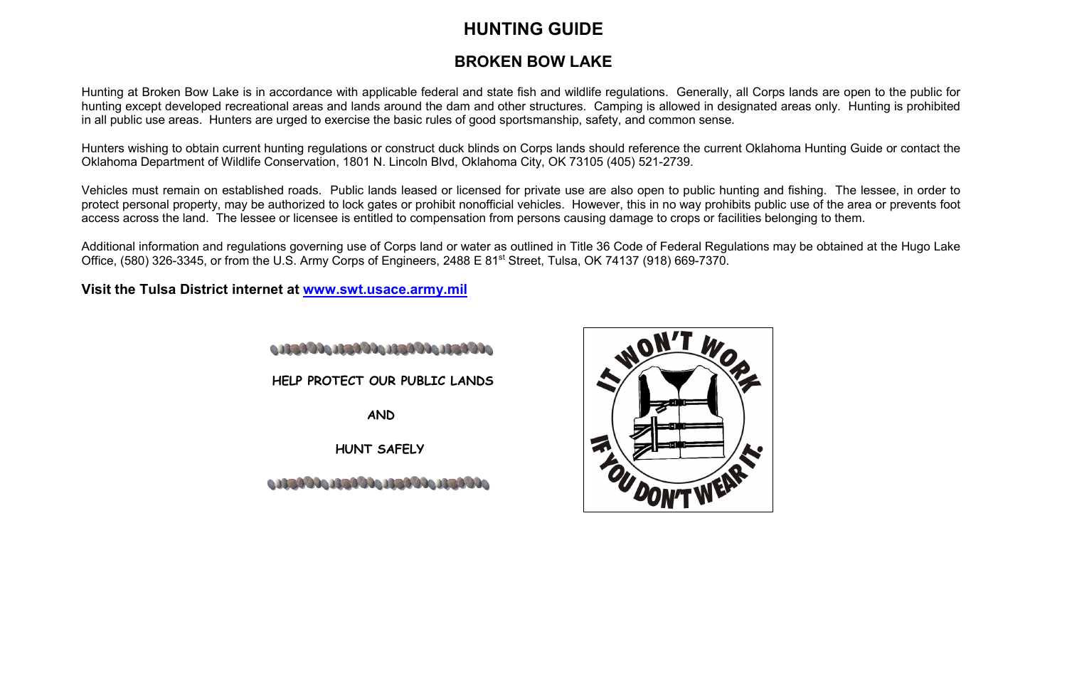# HUNTING GUIDE

## BROKEN BOW LAKE

Hunting at Broken Bow Lake is in accordance with applicable federal and state fish and wildlife regulations. Generally, all Corps lands are open to the public for hunting except developed recreational areas and lands around the dam and other structures. Camping is allowed in designated areas only. Hunting is prohibited in all public use areas. Hunters are urged to exercise the basic rules of good sportsmanship, safety, and common sense.

Hunters wishing to obtain current hunting regulations or construct duck blinds on Corps lands should reference the current Oklahoma Hunting Guide or contact the Oklahoma Department of Wildlife Conservation, 1801 N. Lincoln Blvd, Oklahoma City, OK 73105 (405) 521-2739.

Vehicles must remain on established roads. Public lands leased or licensed for private use are also open to public hunting and fishing. The lessee, in order to protect personal property, may be authorized to lock gates or prohibit nonofficial vehicles. However, this in no way prohibits public use of the area or prevents foot access across the land. The lessee or licensee is entitled to compensation from persons causing damage to crops or facilities belonging to them.

Additional information and regulations governing use of Corps land or water as outlined in Title 36 Code of Federal Regulations may be obtained at the Hugo Lake Office, (580) 326-3345, or from the U.S. Army Corps of Engineers, 2488 E 81st Street, Tulsa, OK 74137 (918) 669-7370.

**Visit the Tulsa District internet at [www.swt.usace.army.mil](www.swt.usace.army.mil)**

**HELP PROTECT OUR PUBLIC LANDS**

**AND**

**HUNT SAFELY**

IT WON'T WORK IF YOU DON'T WEAR IT.